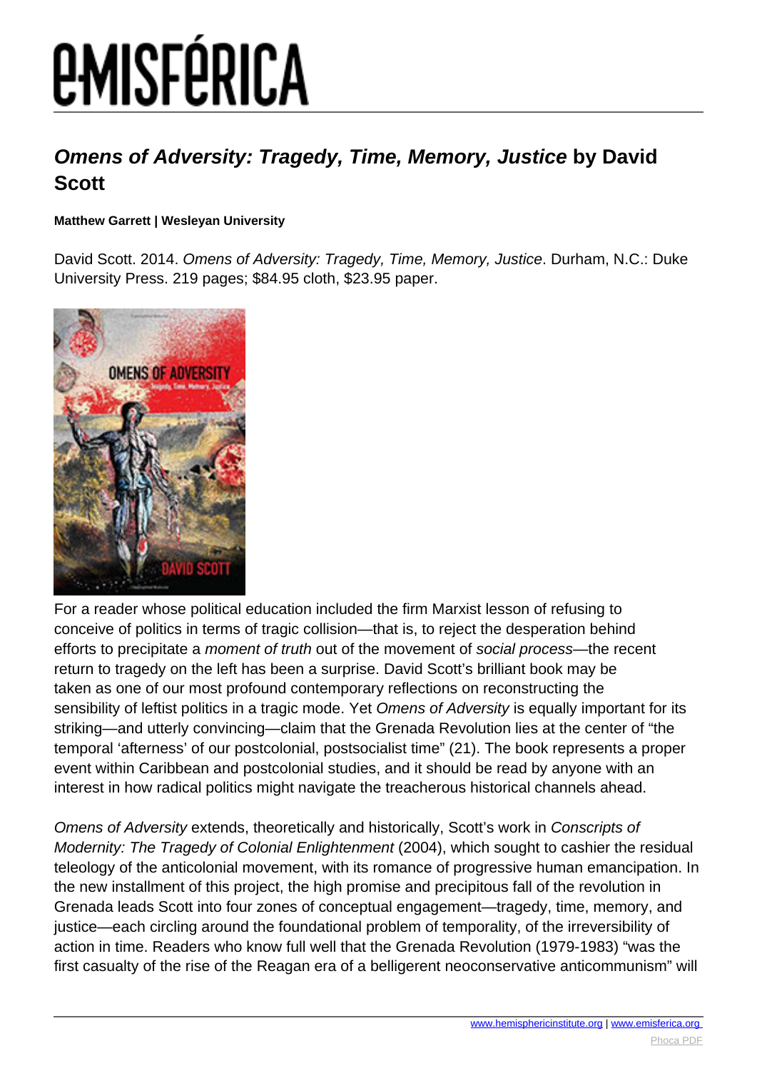# Omens of Adversity: Tragedy, Time, Memory, Justice by David Scott

**Matthew Garrett | Wesleyan University**

David Scott. 2014. *Omens of Adversity: Tragedy, Time, Memory, Justice*. Durham, N.C.: Duke University Press. 219 pages; $84.95 cloth, $23.95 paper.

For a reader whose political education included the firm Marxist lesson of refusing to conceive of politics in terms of tragic collision—that is, to reject the desperation behind efforts to precipitate a *moment of truth* out of the movement of *social process*—the recent return to tragedy on the left has been a surprise. David Scott's brilliant book may be taken as one of our most profound contemporary reflections on reconstructing the sensibility of leftist politics in a tragic mode. Yet *Omens of Adversity* is equally important for its striking—and utterly convincing—claim that the Grenada Revolution lies at the center of "the temporal 'afterness' of our postcolonial, postsocialist time" (21). The book represents a proper event within Caribbean and postcolonial studies, and it should be read by anyone with an interest in how radical politics might navigate the treacherous historical channels ahead.

*Omens of Adversity* extends, theoretically and historically, Scott's work in *Conscripts of Modernity: The Tragedy of Colonial Enlightenment* (2004), which sought to cashier the residual teleology of the anticolonial movement, with its romance of progressive human emancipation. In the new installment of this project, the high promise and precipitous fall of the revolution in Grenada leads Scott into four zones of conceptual engagement—tragedy, time, memory, and justice—each circling around the foundational problem of temporality, of the irreversibility of action in time. Readers who know full well that the Grenada Revolution (1979-1983) "was the first casualty of the rise of the Reagan era of a belligerent neoconservative anticommunism" will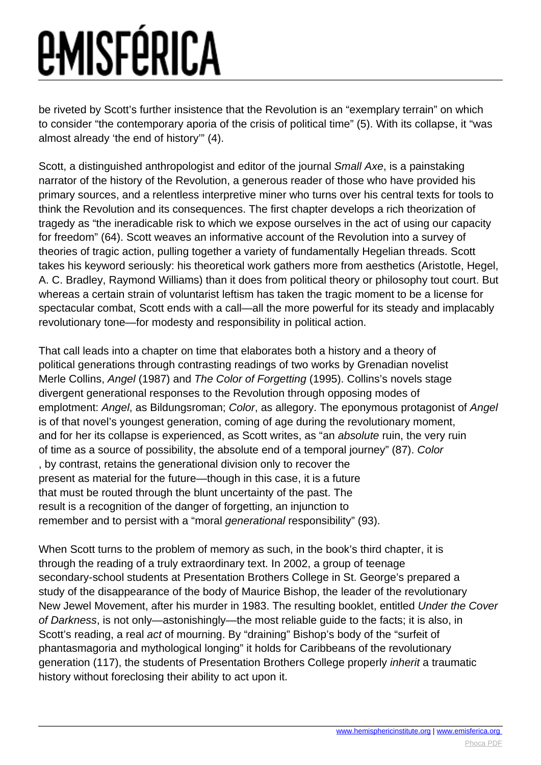be riveted by Scott's further insistence that the Revolution is an "exemplary terrain" on which to consider "the contemporary aporia of the crisis of political time" (5). With its collapse, it "was almost already 'the end of history'" (4).

Scott, a distinguished anthropologist and editor of the journal *Small Axe*, is a painstaking narrator of the history of the Revolution, a generous reader of those who have provided his primary sources, and a relentless interpretive miner who turns over his central texts for tools to think the Revolution and its consequences. The first chapter develops a rich theorization of tragedy as "the ineradicable risk to which we expose ourselves in the act of using our capacity for freedom" (64). Scott weaves an informative account of the Revolution into a survey of theories of tragic action, pulling together a variety of fundamentally Hegelian threads. Scott takes his keyword seriously: his theoretical work gathers more from aesthetics (Aristotle, Hegel, A. C. Bradley, Raymond Williams) than it does from political theory or philosophy tout court. But whereas a certain strain of voluntarist leftism has taken the tragic moment to be a license for spectacular combat, Scott ends with a call—all the more powerful for its steady and implacably revolutionary tone—for modesty and responsibility in political action.

That call leads into a chapter on time that elaborates both a history and a theory of political generations through contrasting readings of two works by Grenadian novelist Merle Collins, *Angel* (1987) and *The Color of Forgetting* (1995). Collins's novels stage divergent generational responses to the Revolution through opposing modes of emplotment: *Angel*, as Bildungsroman; *Color*, as allegory. The eponymous protagonist of *Angel* is of that novel's youngest generation, coming of age during the revolutionary moment, and for her its collapse is experienced, as Scott writes, as "an *absolute* ruin, the very ruin of time as a source of possibility, the absolute end of a temporal journey" (87). *Color*, by contrast, retains the generational division only to recover the present as material for the future—though in this case, it is a future that must be routed through the blunt uncertainty of the past. The result is a recognition of the danger of forgetting, an injunction to remember and to persist with a "moral *generational* responsibility" (93).

When Scott turns to the problem of memory as such, in the book's third chapter, it is through the reading of a truly extraordinary text. In 2002, a group of teenage secondary-school students at Presentation Brothers College in St. George's prepared a study of the disappearance of the body of Maurice Bishop, the leader of the revolutionary New Jewel Movement, after his murder in 1983. The resulting booklet, entitled *Under the Cover of Darkness*, is not only—astonishingly—the most reliable guide to the facts; it is also, in Scott's reading, a real *act* of mourning. By "draining" Bishop's body of the "surfeit of phantasmagoria and mythological longing" it holds for Caribbeans of the revolutionary generation (117), the students of Presentation Brothers College properly *inherit* a traumatic history without foreclosing their ability to act upon it.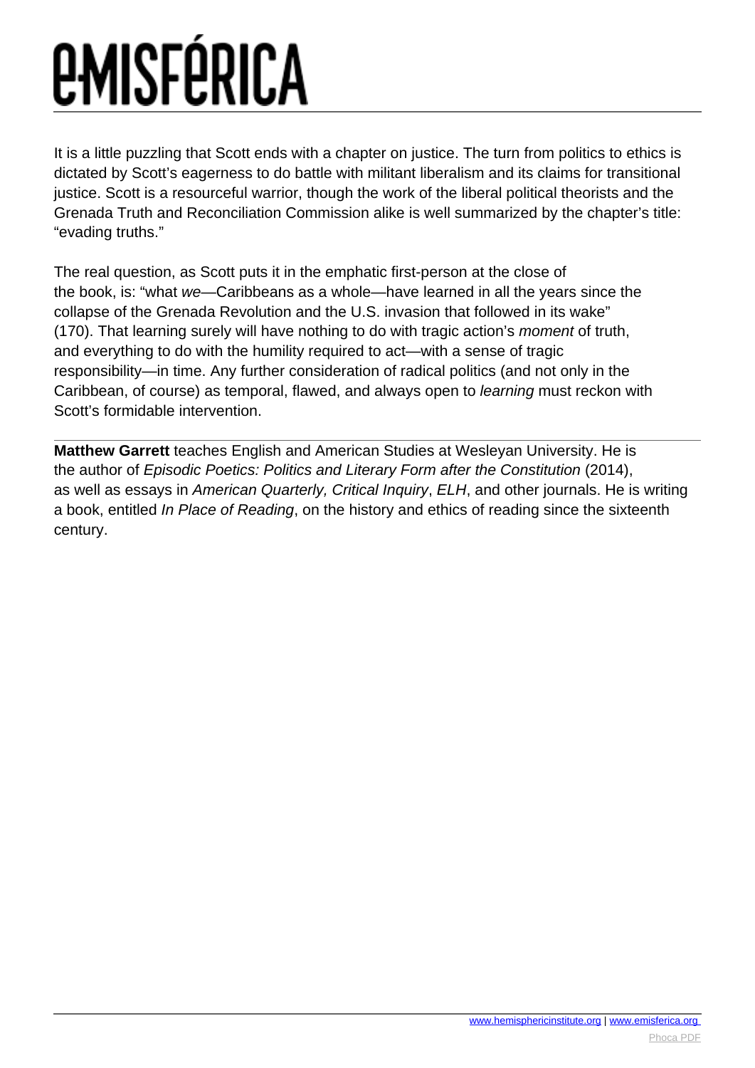It is a little puzzling that Scott ends with a chapter on justice. The turn from politics to ethics is dictated by Scott's eagerness to do battle with militant liberalism and its claims for transitional justice. Scott is a resourceful warrior, though the work of the liberal political theorists and the Grenada Truth and Reconciliation Commission alike is well summarized by the chapter's title: "evading truths."

The real question, as Scott puts it in the emphatic first-person at the close of the book, is: "what *we*—Caribbeans as a whole—have learned in all the years since the collapse of the Grenada Revolution and the U.S. invasion that followed in its wake" (170). That learning surely will have nothing to do with tragic action's *moment* of truth, and everything to do with the humility required to act—with a sense of tragic responsibility—in time. Any further consideration of radical politics (and not only in the Caribbean, of course) as temporal, flawed, and always open to *learning* must reckon with Scott's formidable intervention.

---

**Matthew Garrett** teaches English and American Studies at Wesleyan University. He is the author of *Episodic Poetics: Politics and Literary Form after the Constitution* (2014), as well as essays in *American Quarterly, Critical Inquiry*, *ELH*, and other journals. He is writing a book, entitled *In Place of Reading*, on the history and ethics of reading since the sixteenth century.